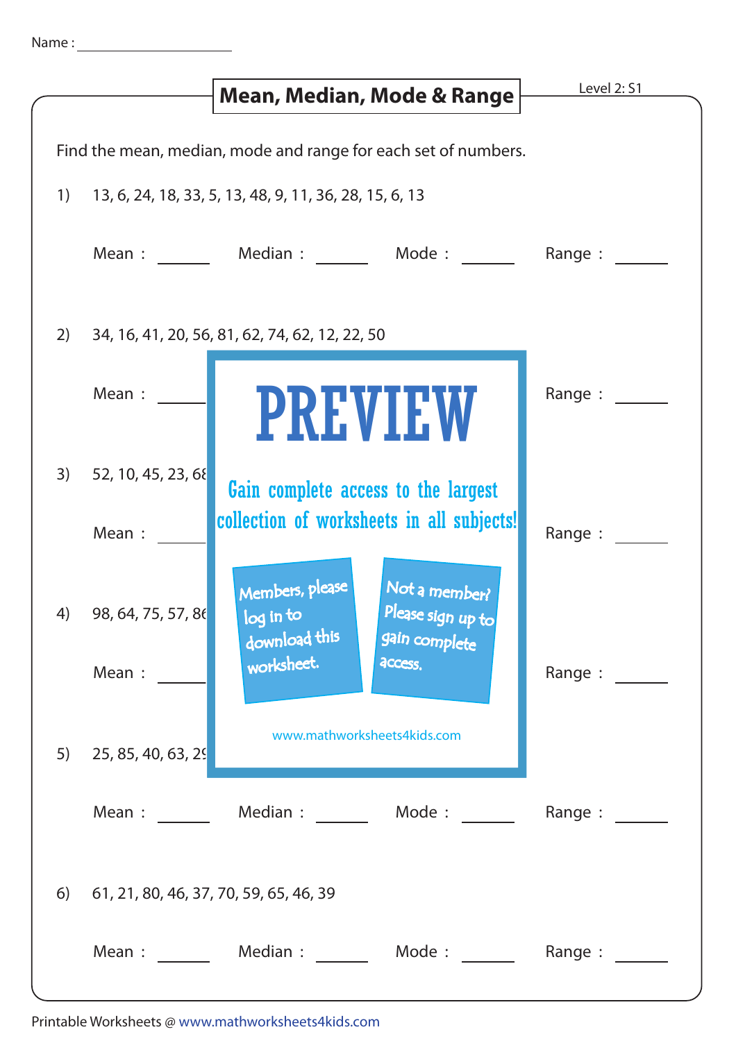Name : ____________________

# Mean, Median, Mode & Range

Level 2: S1

Find the mean, median, mode and range for each set of numbers.

1) 13, 6, 24, 18, 33, 5, 13, 48, 9, 11, 36, 28, 15, 6, 13

Mean : ______ Median : ______ Mode : ______ Range : ______

2) 34, 16, 41, 20, 56, 81, 62, 74, 62, 12, 22, 50

Mean : ______ Range : ______

PREVIEW

Gain complete access to the largest collection of worksheets in all subjects!

Members, please log in to download this worksheet.

Not a member? Please sign up to gain complete access.

www.mathworksheets4kids.com

3) 52, 10, 45, 23, 68

Mean : ______ Range : ______

4) 98, 64, 75, 57, 86

Mean : ______ Range : ______

5) 25, 85, 40, 63, 29

Mean : ______ Median : ______ Mode : ______ Range : ______

6) 61, 21, 80, 46, 37, 70, 59, 65, 46, 39

Mean : ______ Median : ______ Mode : ______ Range : ______

Printable Worksheets @ www.mathworksheets4kids.com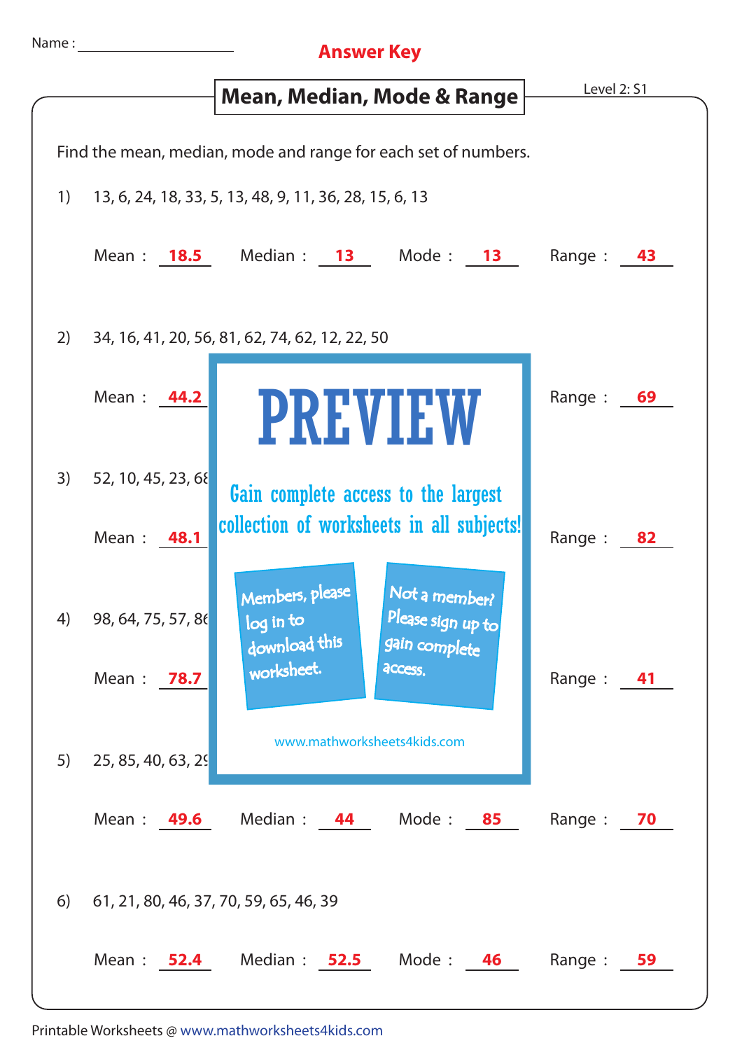Name : ____________________

**Answer Key**

# Mean, Median, Mode & Range

Level 2: S1

Find the mean, median, mode and range for each set of numbers.

1) 13, 6, 24, 18, 33, 5, 13, 48, 9, 11, 36, 28, 15, 6, 13

Mean : **18.5** Median : **13** Mode : **13** Range : **43**

2) 34, 16, 41, 20, 56, 81, 62, 74, 62, 12, 22, 50

Mean : **44.2** Range : **69**

3) 52, 10, 45, 23, 6

Mean : **48.1** Range : **82**

4) 98, 64, 75, 57, 8

Mean : **78.7** Range : **41**

5) 25, 85, 40, 63, 2

Mean : **49.6** Median : **44** Mode : **85** Range : **70**

6) 61, 21, 80, 46, 37, 70, 59, 65, 46, 39

Mean : **52.4** Median : **52.5** Mode : **46** Range : **59**

PREVIEW

Gain complete access to the largest collection of worksheets in all subjects!

Members, please log in to download this worksheet.

Not a member? Please sign up to gain complete access.

www.mathworksheets4kids.com

Printable Worksheets @ www.mathworksheets4kids.com